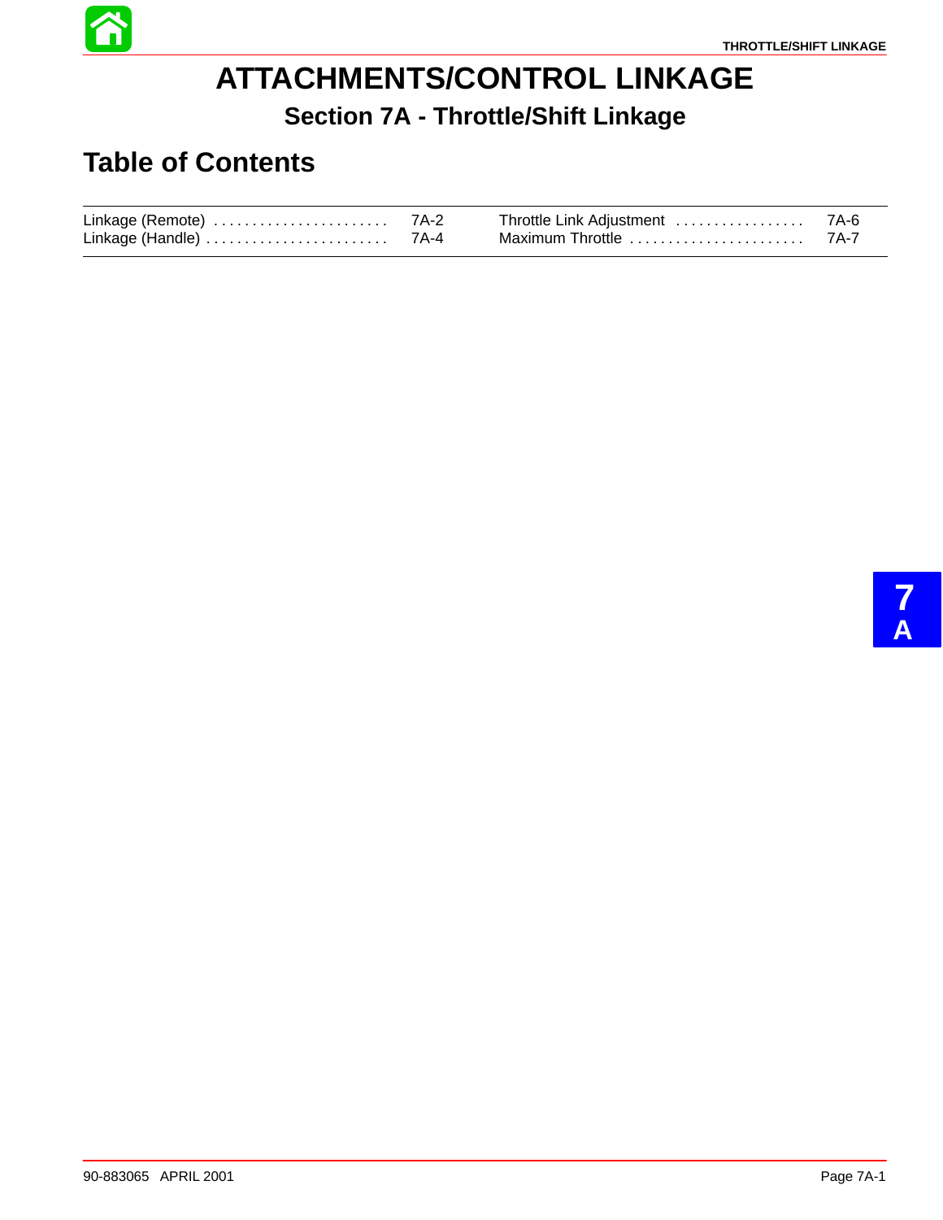# ATTACHMENTS/CONTROL LINKAGE

## Section 7A - Throttle/Shift Linkage

## Table of Contents

| | | | |
|---|---|---|---|
| Linkage (Remote) | 7A-2 | Throttle Link Adjustment | 7A-6 |
| Linkage (Handle) | 7A-4 | Maximum Throttle | 7A-7 |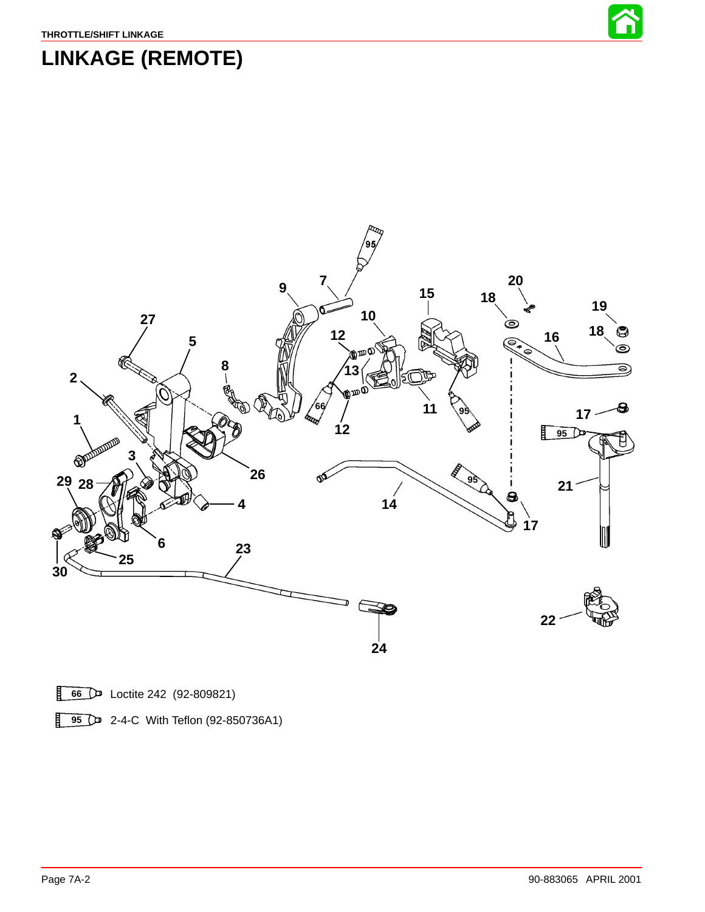# LINKAGE (REMOTE)

66 Loctite 242 (92-809821)

95 2-4-C With Teflon (92-850736A1)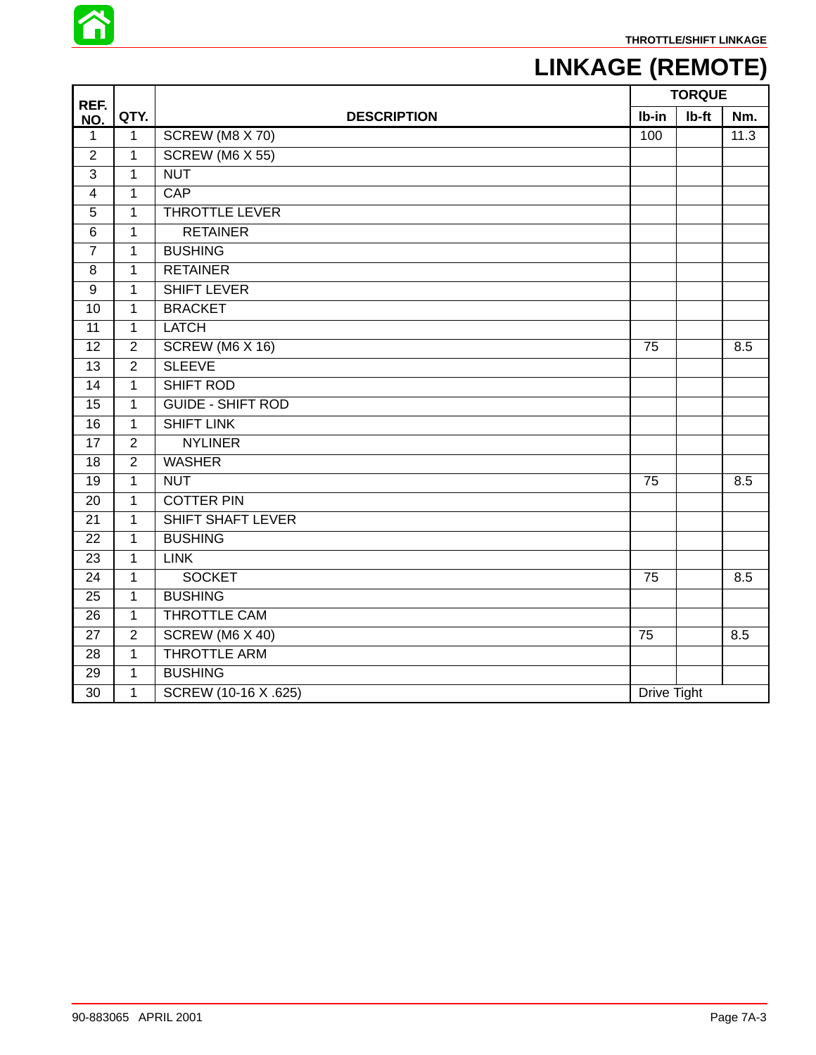# LINKAGE (REMOTE)

| REF. NO. | QTY. | DESCRIPTION | TORQUE | | |
|---|---|---|---|---|---|
| | | | lb-in | lb-ft | Nm. |
| 1 | 1 | SCREW (M8 X 70) | 100 | | 11.3 |
| 2 | 1 | SCREW (M6 X 55) | | | |
| 3 | 1 | NUT | | | |
| 4 | 1 | CAP | | | |
| 5 | 1 | THROTTLE LEVER | | | |
| 6 | 1 | RETAINER | | | |
| 7 | 1 | BUSHING | | | |
| 8 | 1 | RETAINER | | | |
| 9 | 1 | SHIFT LEVER | | | |
| 10 | 1 | BRACKET | | | |
| 11 | 1 | LATCH | | | |
| 12 | 2 | SCREW (M6 X 16) | 75 | | 8.5 |
| 13 | 2 | SLEEVE | | | |
| 14 | 1 | SHIFT ROD | | | |
| 15 | 1 | GUIDE - SHIFT ROD | | | |
| 16 | 1 | SHIFT LINK | | | |
| 17 | 2 | NYLINER | | | |
| 18 | 2 | WASHER | | | |
| 19 | 1 | NUT | 75 | | 8.5 |
| 20 | 1 | COTTER PIN | | | |
| 21 | 1 | SHIFT SHAFT LEVER | | | |
| 22 | 1 | BUSHING | | | |
| 23 | 1 | LINK | | | |
| 24 | 1 | SOCKET | 75 | | 8.5 |
| 25 | 1 | BUSHING | | | |
| 26 | 1 | THROTTLE CAM | | | |
| 27 | 2 | SCREW (M6 X 40) | 75 | | 8.5 |
| 28 | 1 | THROTTLE ARM | | | |
| 29 | 1 | BUSHING | | | |
| 30 | 1 | SCREW (10-16 X .625) | Drive Tight | | |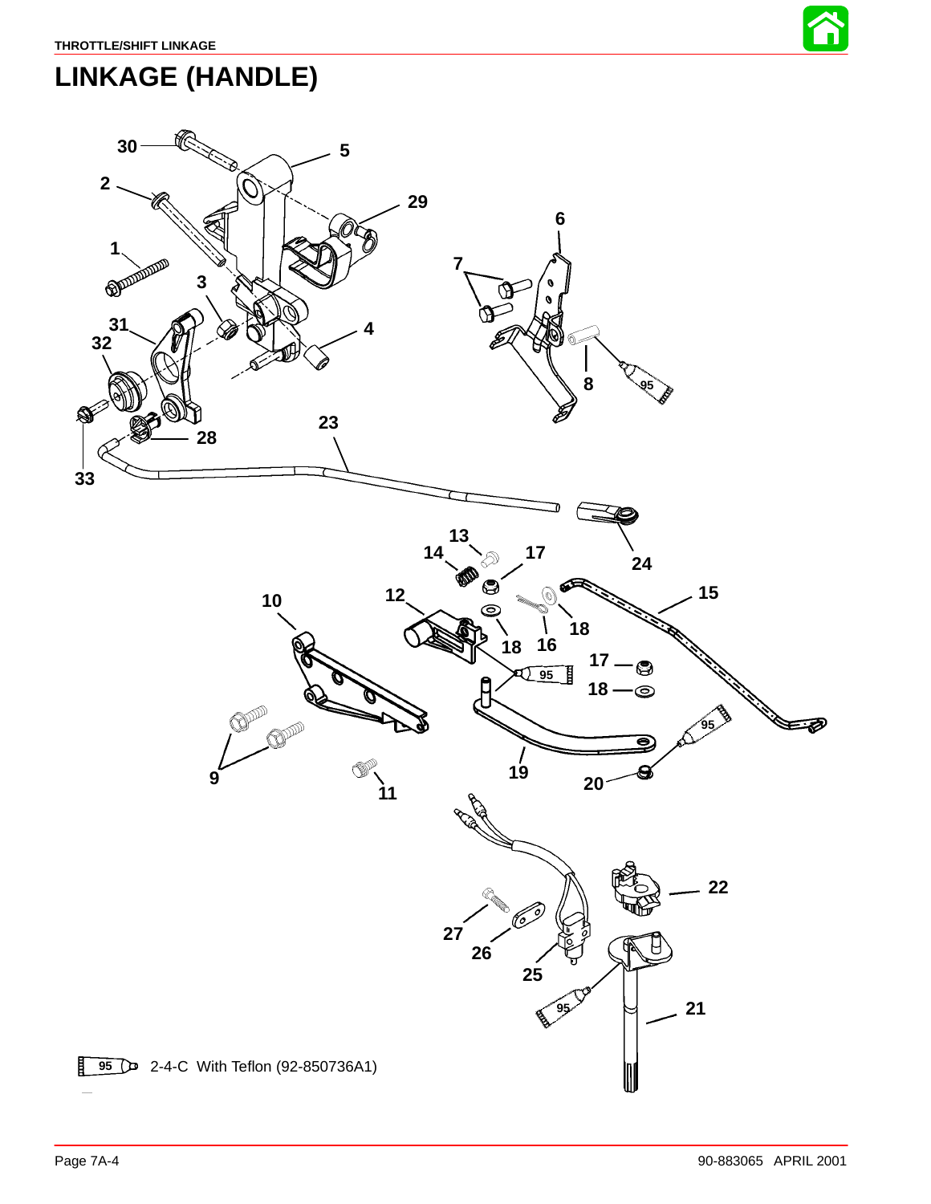# LINKAGE (HANDLE)

95 2-4-C With Teflon (92-850736A1)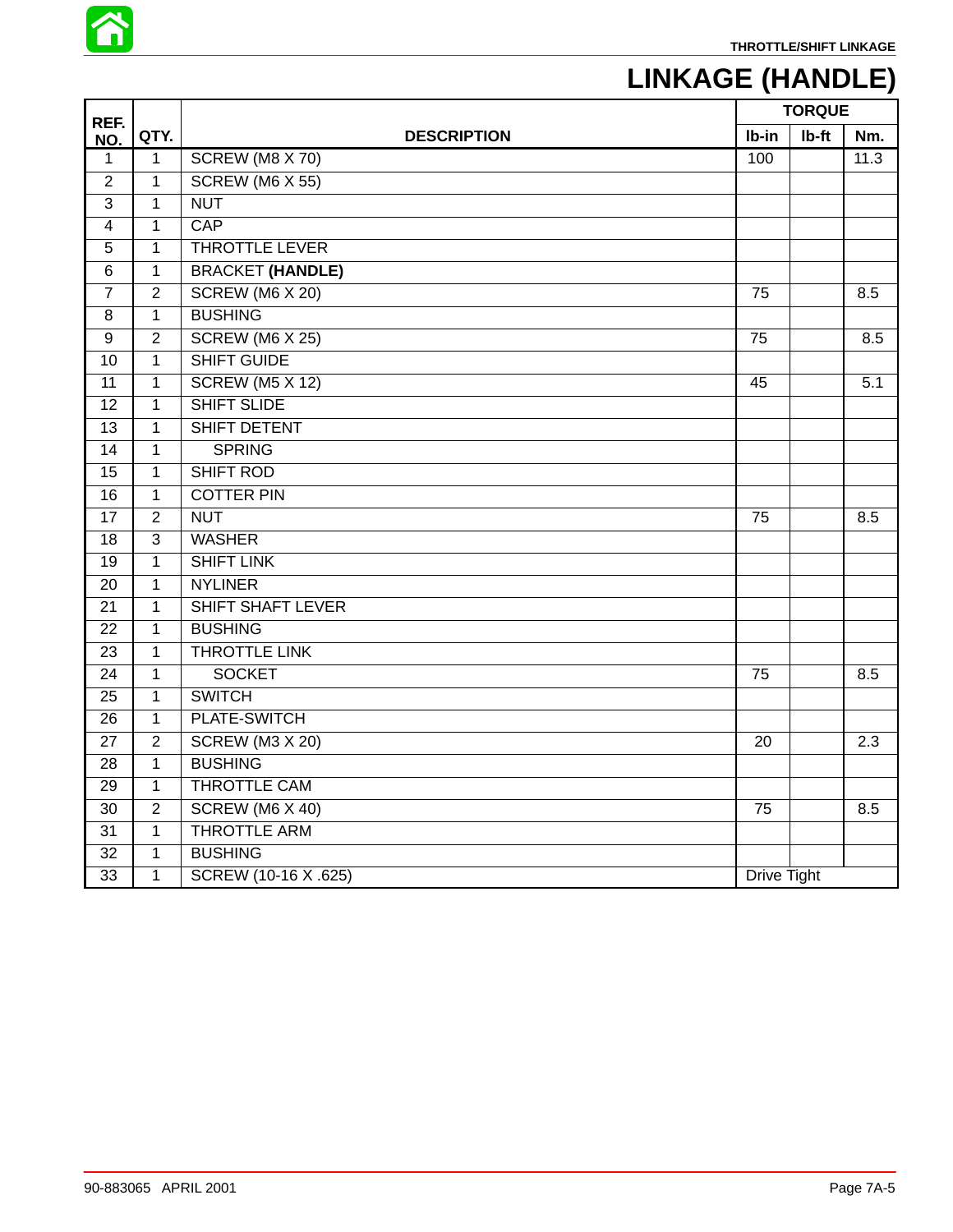# LINKAGE (HANDLE)

| REF. NO. | QTY. | DESCRIPTION | TORQUE | | |
|---|---|---|---|---|---|
| | | | lb-in | lb-ft | Nm. |
| 1 | 1 | SCREW (M8 X 70) | 100 | | 11.3 |
| 2 | 1 | SCREW (M6 X 55) | | | |
| 3 | 1 | NUT | | | |
| 4 | 1 | CAP | | | |
| 5 | 1 | THROTTLE LEVER | | | |
| 6 | 1 | BRACKET **(HANDLE)** | | | |
| 7 | 2 | SCREW (M6 X 20) | 75 | | 8.5 |
| 8 | 1 | BUSHING | | | |
| 9 | 2 | SCREW (M6 X 25) | 75 | | 8.5 |
| 10 | 1 | SHIFT GUIDE | | | |
| 11 | 1 | SCREW (M5 X 12) | 45 | | 5.1 |
| 12 | 1 | SHIFT SLIDE | | | |
| 13 | 1 | SHIFT DETENT | | | |
| 14 | 1 | SPRING | | | |
| 15 | 1 | SHIFT ROD | | | |
| 16 | 1 | COTTER PIN | | | |
| 17 | 2 | NUT | 75 | | 8.5 |
| 18 | 3 | WASHER | | | |
| 19 | 1 | SHIFT LINK | | | |
| 20 | 1 | NYLINER | | | |
| 21 | 1 | SHIFT SHAFT LEVER | | | |
| 22 | 1 | BUSHING | | | |
| 23 | 1 | THROTTLE LINK | | | |
| 24 | 1 | SOCKET | 75 | | 8.5 |
| 25 | 1 | SWITCH | | | |
| 26 | 1 | PLATE-SWITCH | | | |
| 27 | 2 | SCREW (M3 X 20) | 20 | | 2.3 |
| 28 | 1 | BUSHING | | | |
| 29 | 1 | THROTTLE CAM | | | |
| 30 | 2 | SCREW (M6 X 40) | 75 | | 8.5 |
| 31 | 1 | THROTTLE ARM | | | |
| 32 | 1 | BUSHING | | | |
| 33 | 1 | SCREW (10-16 X .625) | Drive Tight | | |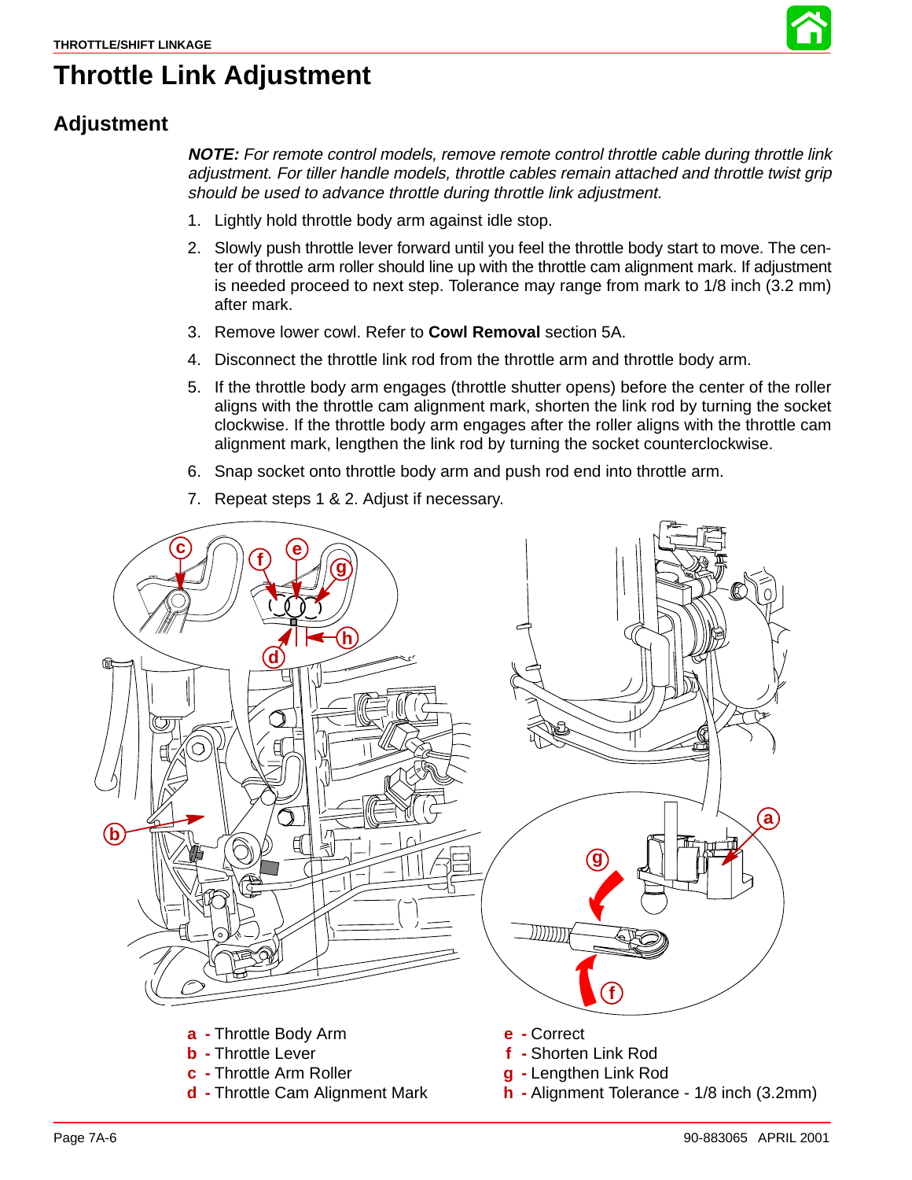# Throttle Link Adjustment

## Adjustment

***NOTE:** For remote control models, remove remote control throttle cable during throttle link adjustment. For tiller handle models, throttle cables remain attached and throttle twist grip should be used to advance throttle during throttle link adjustment.*

1. Lightly hold throttle body arm against idle stop.
2. Slowly push throttle lever forward until you feel the throttle body start to move. The center of throttle arm roller should line up with the throttle cam alignment mark. If adjustment is needed proceed to next step. Tolerance may range from mark to 1/8 inch (3.2 mm) after mark.
3. Remove lower cowl. Refer to **Cowl Removal** section 5A.
4. Disconnect the throttle link rod from the throttle arm and throttle body arm.
5. If the throttle body arm engages (throttle shutter opens) before the center of the roller aligns with the throttle cam alignment mark, shorten the link rod by turning the socket clockwise. If the throttle body arm engages after the roller aligns with the throttle cam alignment mark, lengthen the link rod by turning the socket counterclockwise.
6. Snap socket onto throttle body arm and push rod end into throttle arm.
7. Repeat steps 1 & 2. Adjust if necessary.

a - Throttle Body Arm
b - Throttle Lever
c - Throttle Arm Roller
d - Throttle Cam Alignment Mark
e - Correct
f - Shorten Link Rod
g - Lengthen Link Rod
h - Alignment Tolerance - 1/8 inch (3.2mm)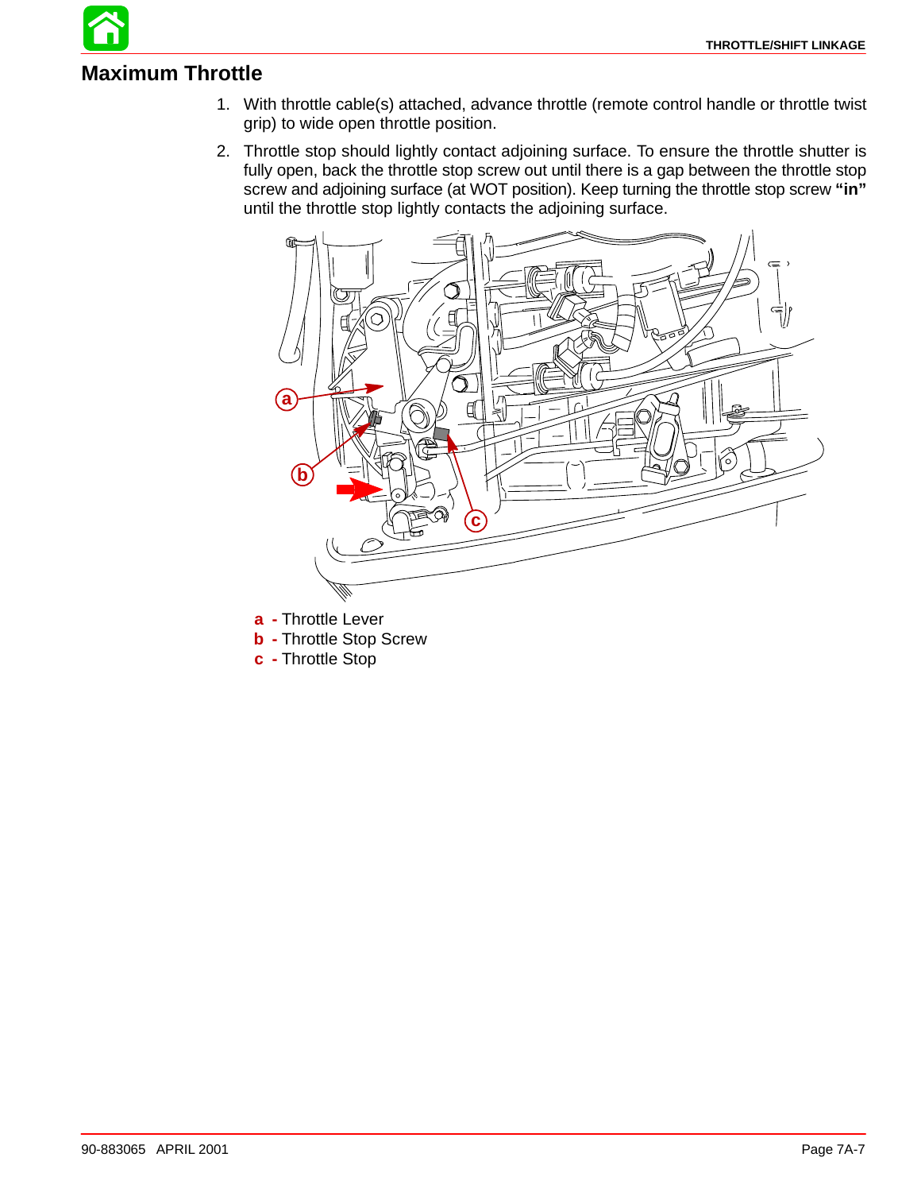## Maximum Throttle

1. With throttle cable(s) attached, advance throttle (remote control handle or throttle twist grip) to wide open throttle position.
2. Throttle stop should lightly contact adjoining surface. To ensure the throttle shutter is fully open, back the throttle stop screw out until there is a gap between the throttle stop screw and adjoining surface (at WOT position). Keep turning the throttle stop screw **"in"** until the throttle stop lightly contacts the adjoining surface.

**a** - Throttle Lever
**b** - Throttle Stop Screw
**c** - Throttle Stop